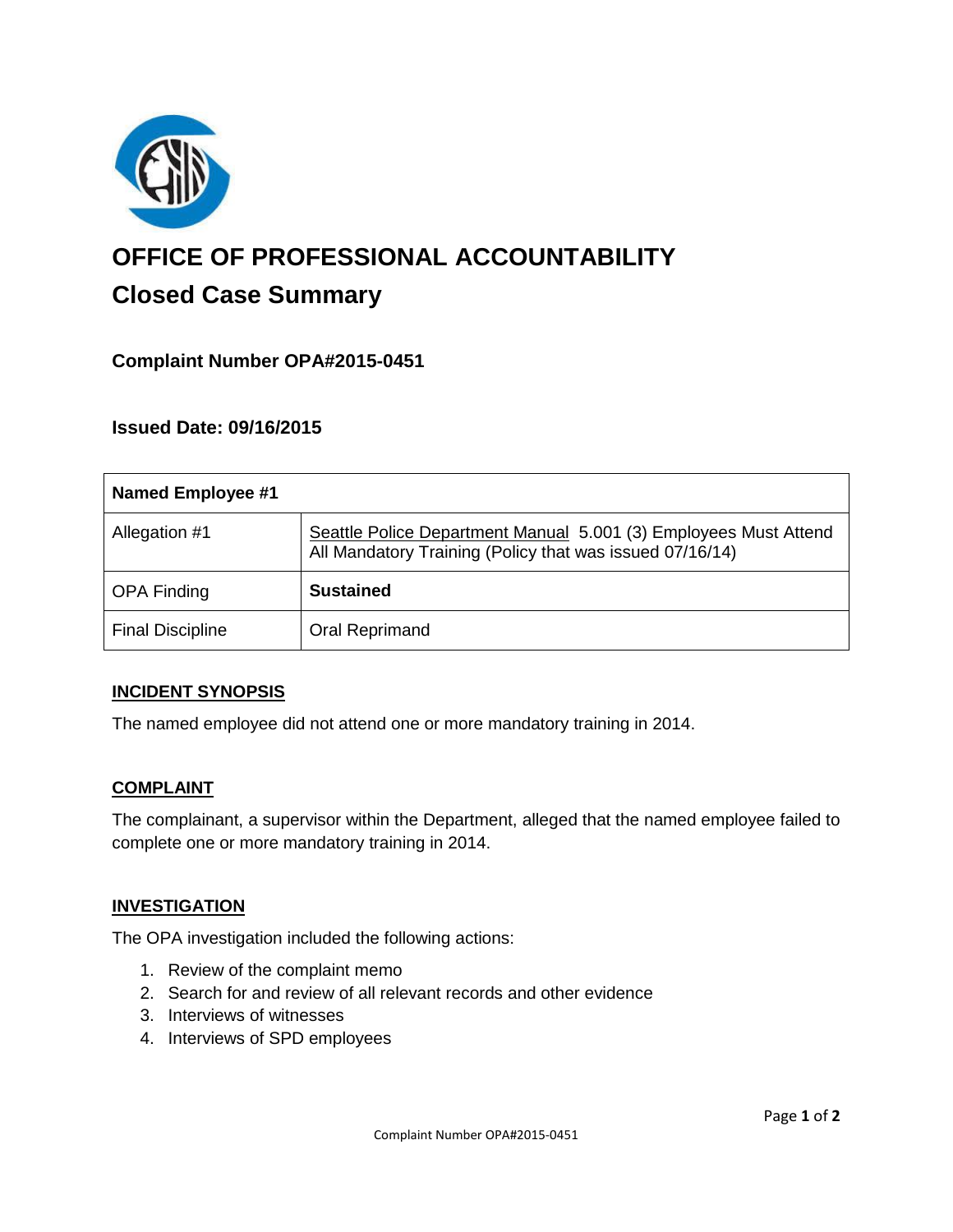# OFFICE OF PROFESSIONAL ACCOUNTABILITY

## Closed Case Summary

### Complaint Number OPA#2015-0451

### Issued Date: 09/16/2015

| Named Employee #1 | |
|---|---|
| Allegation #1 | Seattle Police Department Manual 5.001 (3) Employees Must Attend All Mandatory Training (Policy that was issued 07/16/14) |
| OPA Finding | **Sustained** |
| Final Discipline | Oral Reprimand |

## INCIDENT SYNOPSIS

The named employee did not attend one or more mandatory training in 2014.

## COMPLAINT

The complainant, a supervisor within the Department, alleged that the named employee failed to complete one or more mandatory training in 2014.

## INVESTIGATION

The OPA investigation included the following actions:

1. Review of the complaint memo
2. Search for and review of all relevant records and other evidence
3. Interviews of witnesses
4. Interviews of SPD employees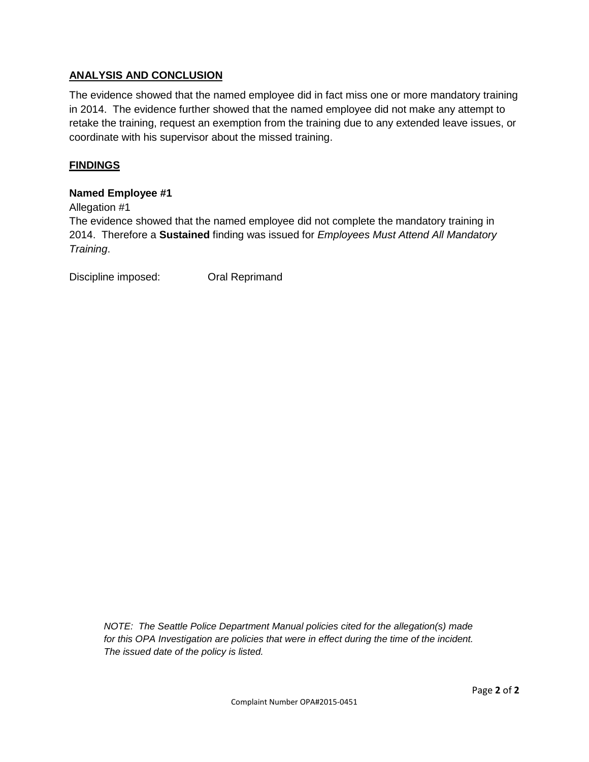## ANALYSIS AND CONCLUSION

The evidence showed that the named employee did in fact miss one or more mandatory training in 2014. The evidence further showed that the named employee did not make any attempt to retake the training, request an exemption from the training due to any extended leave issues, or coordinate with his supervisor about the missed training.

## FINDINGS

**Named Employee #1**

Allegation #1

The evidence showed that the named employee did not complete the mandatory training in 2014. Therefore a **Sustained** finding was issued for *Employees Must Attend All Mandatory Training*.

Discipline imposed: Oral Reprimand

*NOTE: The Seattle Police Department Manual policies cited for the allegation(s) made for this OPA Investigation are policies that were in effect during the time of the incident. The issued date of the policy is listed.*

Complaint Number OPA#2015-0451